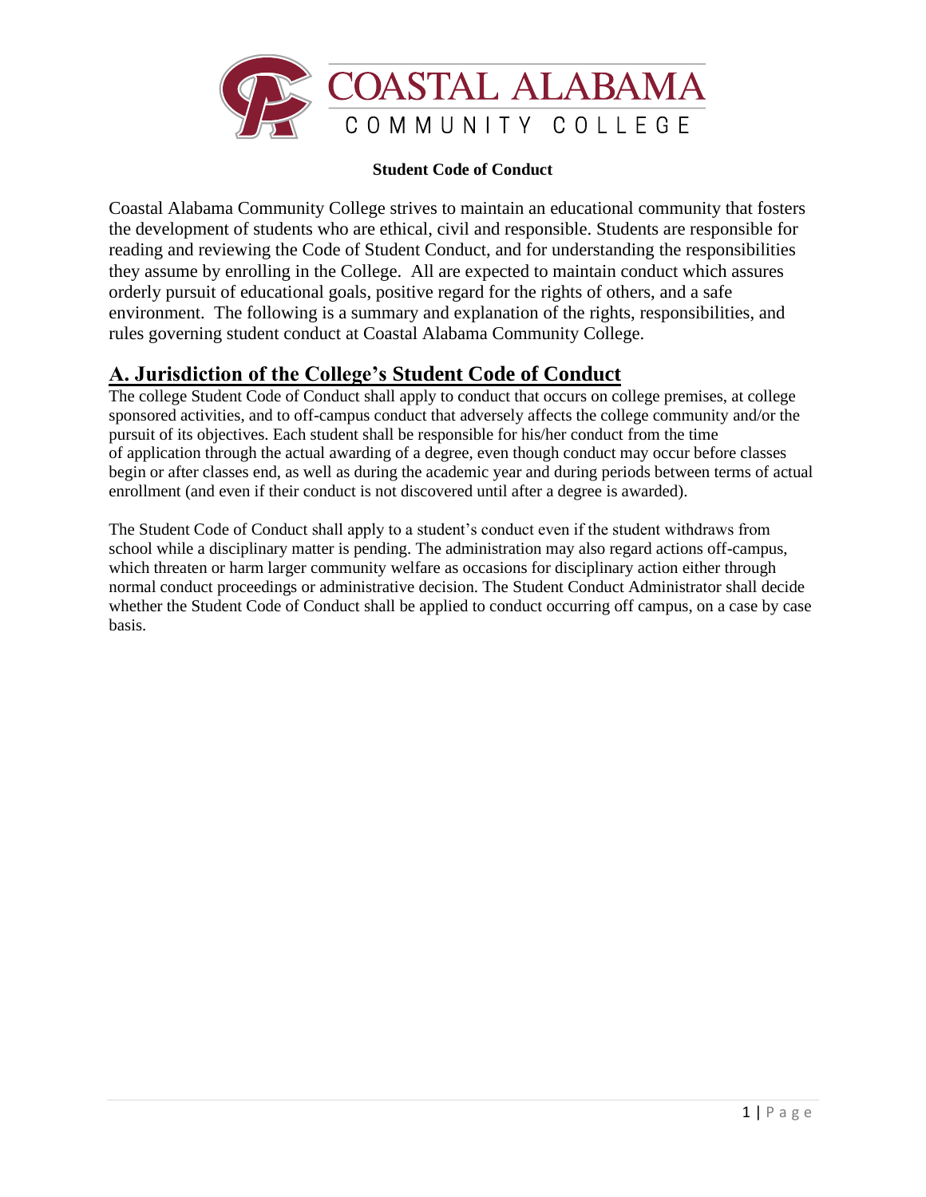# COASTAL ALABAMA COMMUNITY COLLEGE

**Student Code of Conduct**

Coastal Alabama Community College strives to maintain an educational community that fosters the development of students who are ethical, civil and responsible. Students are responsible for reading and reviewing the Code of Student Conduct, and for understanding the responsibilities they assume by enrolling in the College. All are expected to maintain conduct which assures orderly pursuit of educational goals, positive regard for the rights of others, and a safe environment. The following is a summary and explanation of the rights, responsibilities, and rules governing student conduct at Coastal Alabama Community College.

## A. Jurisdiction of the College's Student Code of Conduct

The college Student Code of Conduct shall apply to conduct that occurs on college premises, at college sponsored activities, and to off-campus conduct that adversely affects the college community and/or the pursuit of its objectives. Each student shall be responsible for his/her conduct from the time of application through the actual awarding of a degree, even though conduct may occur before classes begin or after classes end, as well as during the academic year and during periods between terms of actual enrollment (and even if their conduct is not discovered until after a degree is awarded).

The Student Code of Conduct shall apply to a student's conduct even if the student withdraws from school while a disciplinary matter is pending. The administration may also regard actions off-campus, which threaten or harm larger community welfare as occasions for disciplinary action either through normal conduct proceedings or administrative decision. The Student Conduct Administrator shall decide whether the Student Code of Conduct shall be applied to conduct occurring off campus, on a case by case basis.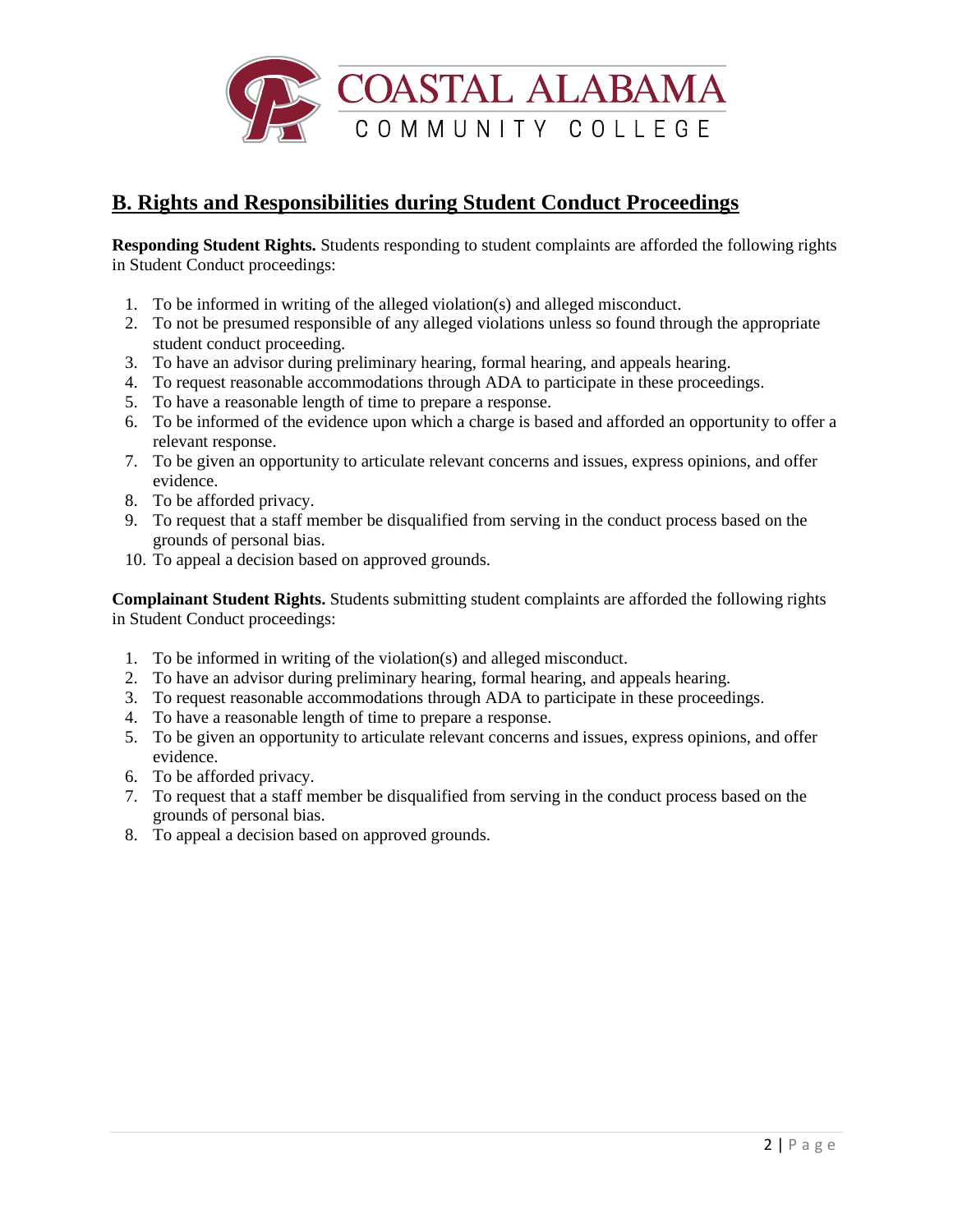## B. Rights and Responsibilities during Student Conduct Proceedings

**Responding Student Rights.** Students responding to student complaints are afforded the following rights in Student Conduct proceedings:

1. To be informed in writing of the alleged violation(s) and alleged misconduct.
2. To not be presumed responsible of any alleged violations unless so found through the appropriate student conduct proceeding.
3. To have an advisor during preliminary hearing, formal hearing, and appeals hearing.
4. To request reasonable accommodations through ADA to participate in these proceedings.
5. To have a reasonable length of time to prepare a response.
6. To be informed of the evidence upon which a charge is based and afforded an opportunity to offer a relevant response.
7. To be given an opportunity to articulate relevant concerns and issues, express opinions, and offer evidence.
8. To be afforded privacy.
9. To request that a staff member be disqualified from serving in the conduct process based on the grounds of personal bias.
10. To appeal a decision based on approved grounds.

**Complainant Student Rights.** Students submitting student complaints are afforded the following rights in Student Conduct proceedings:

1. To be informed in writing of the violation(s) and alleged misconduct.
2. To have an advisor during preliminary hearing, formal hearing, and appeals hearing.
3. To request reasonable accommodations through ADA to participate in these proceedings.
4. To have a reasonable length of time to prepare a response.
5. To be given an opportunity to articulate relevant concerns and issues, express opinions, and offer evidence.
6. To be afforded privacy.
7. To request that a staff member be disqualified from serving in the conduct process based on the grounds of personal bias.
8. To appeal a decision based on approved grounds.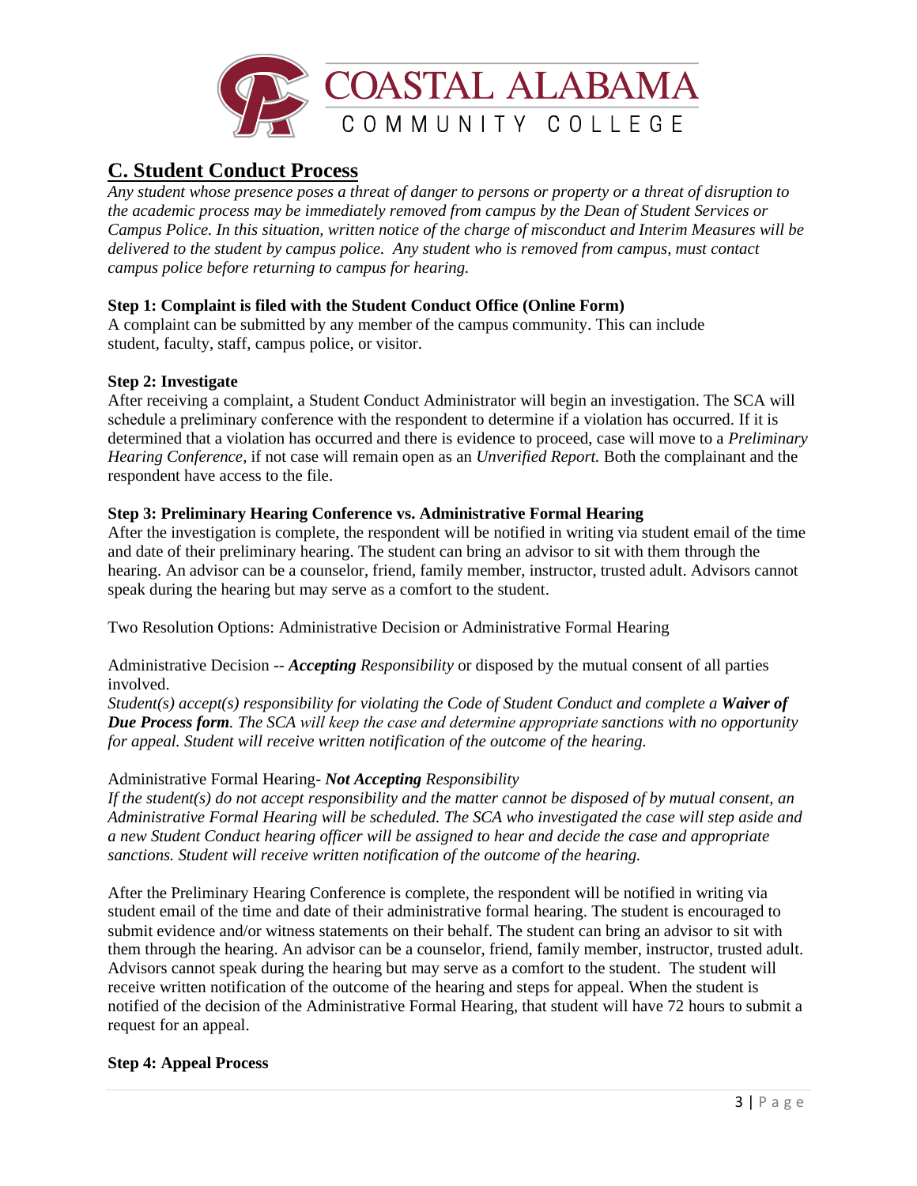## C. Student Conduct Process

*Any student whose presence poses a threat of danger to persons or property or a threat of disruption to the academic process may be immediately removed from campus by the Dean of Student Services or Campus Police. In this situation, written notice of the charge of misconduct and Interim Measures will be delivered to the student by campus police. Any student who is removed from campus, must contact campus police before returning to campus for hearing.*

**Step 1: Complaint is filed with the Student Conduct Office (Online Form)**

A complaint can be submitted by any member of the campus community. This can include student, faculty, staff, campus police, or visitor.

**Step 2: Investigate**

After receiving a complaint, a Student Conduct Administrator will begin an investigation. The SCA will schedule a preliminary conference with the respondent to determine if a violation has occurred. If it is determined that a violation has occurred and there is evidence to proceed, case will move to a *Preliminary Hearing Conference*, if not case will remain open as an *Unverified Report.* Both the complainant and the respondent have access to the file.

**Step 3: Preliminary Hearing Conference vs. Administrative Formal Hearing**

After the investigation is complete, the respondent will be notified in writing via student email of the time and date of their preliminary hearing. The student can bring an advisor to sit with them through the hearing. An advisor can be a counselor, friend, family member, instructor, trusted adult. Advisors cannot speak during the hearing but may serve as a comfort to the student.

Two Resolution Options: Administrative Decision or Administrative Formal Hearing

Administrative Decision -- ***Accepting*** *Responsibility* or disposed by the mutual consent of all parties involved.

*Student(s) accept(s) responsibility for violating the Code of Student Conduct and complete a* ***Waiver of Due Process form****. The SCA will keep the case and determine appropriate sanctions with no opportunity for appeal. Student will receive written notification of the outcome of the hearing.*

Administrative Formal Hearing- ***Not Accepting*** *Responsibility*

*If the student(s) do not accept responsibility and the matter cannot be disposed of by mutual consent, an Administrative Formal Hearing will be scheduled. The SCA who investigated the case will step aside and a new Student Conduct hearing officer will be assigned to hear and decide the case and appropriate sanctions. Student will receive written notification of the outcome of the hearing.*

After the Preliminary Hearing Conference is complete, the respondent will be notified in writing via student email of the time and date of their administrative formal hearing. The student is encouraged to submit evidence and/or witness statements on their behalf. The student can bring an advisor to sit with them through the hearing. An advisor can be a counselor, friend, family member, instructor, trusted adult. Advisors cannot speak during the hearing but may serve as a comfort to the student. The student will receive written notification of the outcome of the hearing and steps for appeal. When the student is notified of the decision of the Administrative Formal Hearing, that student will have 72 hours to submit a request for an appeal.

**Step 4: Appeal Process**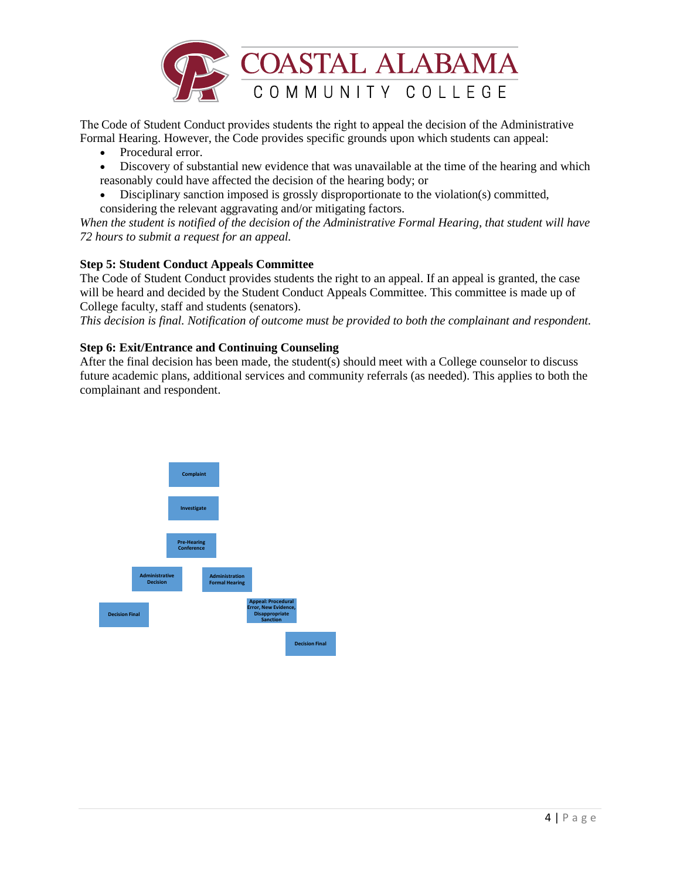The Code of Student Conduct provides students the right to appeal the decision of the Administrative Formal Hearing. However, the Code provides specific grounds upon which students can appeal:

- Procedural error.
- Discovery of substantial new evidence that was unavailable at the time of the hearing and which reasonably could have affected the decision of the hearing body; or
- Disciplinary sanction imposed is grossly disproportionate to the violation(s) committed, considering the relevant aggravating and/or mitigating factors.

*When the student is notified of the decision of the Administrative Formal Hearing, that student will have 72 hours to submit a request for an appeal.*

**Step 5: Student Conduct Appeals Committee**

The Code of Student Conduct provides students the right to an appeal. If an appeal is granted, the case will be heard and decided by the Student Conduct Appeals Committee. This committee is made up of College faculty, staff and students (senators).

*This decision is final. Notification of outcome must be provided to both the complainant and respondent.*

**Step 6: Exit/Entrance and Continuing Counseling**

After the final decision has been made, the student(s) should meet with a College counselor to discuss future academic plans, additional services and community referrals (as needed). This applies to both the complainant and respondent.

Complaint

Investigate

Pre-Hearing Conference

Administrative Decision

Administration Formal Hearing

Decision Final

Appeal: Procedural Error, New Evidence, Disappropriate Sanction

Decision Final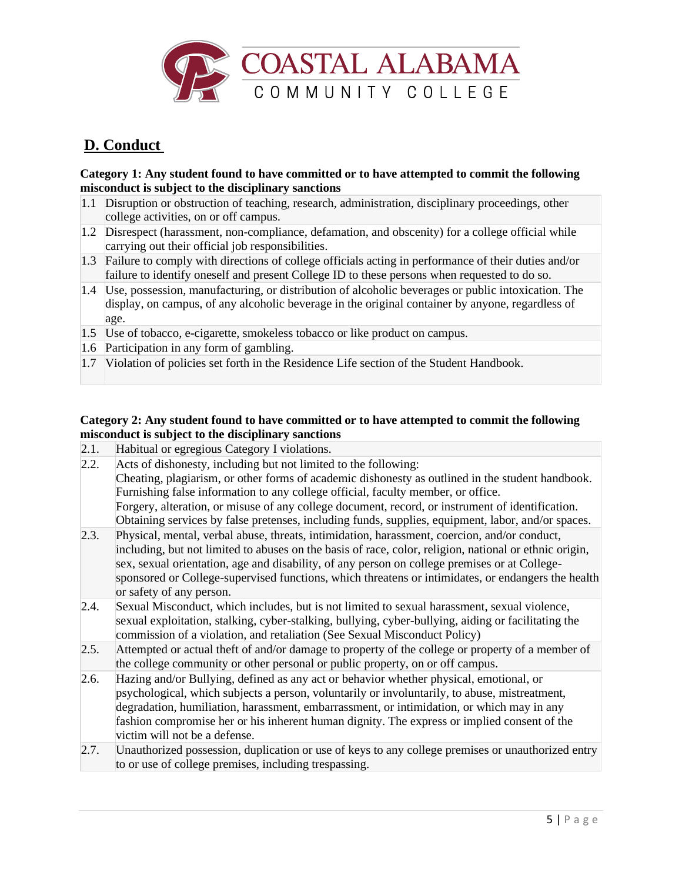## D. Conduct

**Category 1: Any student found to have committed or to have attempted to commit the following misconduct is subject to the disciplinary sanctions**

| | |
|---|---|
| 1.1 | Disruption or obstruction of teaching, research, administration, disciplinary proceedings, other college activities, on or off campus. |
| 1.2 | Disrespect (harassment, non-compliance, defamation, and obscenity) for a college official while carrying out their official job responsibilities. |
| 1.3 | Failure to comply with directions of college officials acting in performance of their duties and/or failure to identify oneself and present College ID to these persons when requested to do so. |
| 1.4 | Use, possession, manufacturing, or distribution of alcoholic beverages or public intoxication. The display, on campus, of any alcoholic beverage in the original container by anyone, regardless of age. |
| 1.5 | Use of tobacco, e-cigarette, smokeless tobacco or like product on campus. |
| 1.6 | Participation in any form of gambling. |
| 1.7 | Violation of policies set forth in the Residence Life section of the Student Handbook. |

**Category 2: Any student found to have committed or to have attempted to commit the following misconduct is subject to the disciplinary sanctions**

| | |
|---|---|
| 2.1. | Habitual or egregious Category I violations. |
| 2.2. | Acts of dishonesty, including but not limited to the following:<br>Cheating, plagiarism, or other forms of academic dishonesty as outlined in the student handbook.<br>Furnishing false information to any college official, faculty member, or office.<br>Forgery, alteration, or misuse of any college document, record, or instrument of identification.<br>Obtaining services by false pretenses, including funds, supplies, equipment, labor, and/or spaces. |
| 2.3. | Physical, mental, verbal abuse, threats, intimidation, harassment, coercion, and/or conduct, including, but not limited to abuses on the basis of race, color, religion, national or ethnic origin, sex, sexual orientation, age and disability, of any person on college premises or at College-sponsored or College-supervised functions, which threatens or intimidates, or endangers the health or safety of any person. |
| 2.4. | Sexual Misconduct, which includes, but is not limited to sexual harassment, sexual violence, sexual exploitation, stalking, cyber-stalking, bullying, cyber-bullying, aiding or facilitating the commission of a violation, and retaliation (See Sexual Misconduct Policy) |
| 2.5. | Attempted or actual theft of and/or damage to property of the college or property of a member of the college community or other personal or public property, on or off campus. |
| 2.6. | Hazing and/or Bullying, defined as any act or behavior whether physical, emotional, or psychological, which subjects a person, voluntarily or involuntarily, to abuse, mistreatment, degradation, humiliation, harassment, embarrassment, or intimidation, or which may in any fashion compromise her or his inherent human dignity. The express or implied consent of the victim will not be a defense. |
| 2.7. | Unauthorized possession, duplication or use of keys to any college premises or unauthorized entry to or use of college premises, including trespassing. |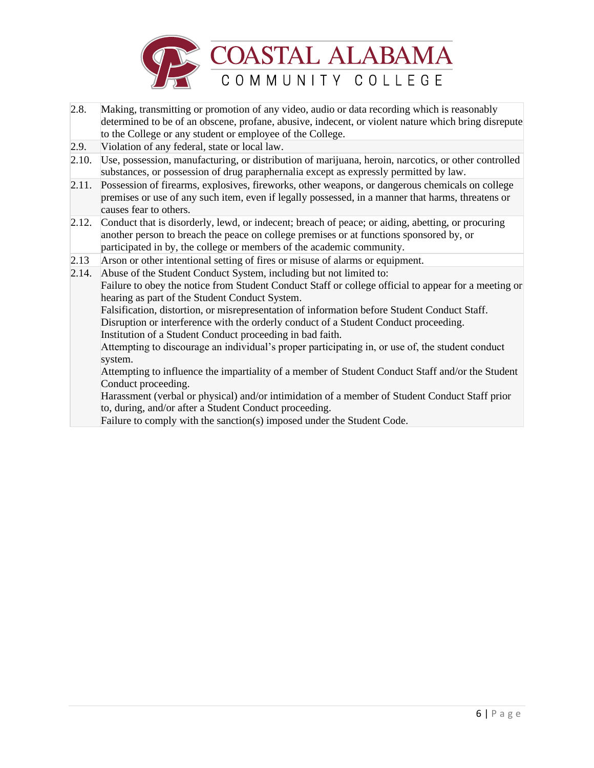| | |
|---|---|
| 2.8. | Making, transmitting or promotion of any video, audio or data recording which is reasonably determined to be of an obscene, profane, abusive, indecent, or violent nature which bring disrepute to the College or any student or employee of the College. |
| 2.9. | Violation of any federal, state or local law. |
| 2.10. | Use, possession, manufacturing, or distribution of marijuana, heroin, narcotics, or other controlled substances, or possession of drug paraphernalia except as expressly permitted by law. |
| 2.11. | Possession of firearms, explosives, fireworks, other weapons, or dangerous chemicals on college premises or use of any such item, even if legally possessed, in a manner that harms, threatens or causes fear to others. |
| 2.12. | Conduct that is disorderly, lewd, or indecent; breach of peace; or aiding, abetting, or procuring another person to breach the peace on college premises or at functions sponsored by, or participated in by, the college or members of the academic community. |
| 2.13 | Arson or other intentional setting of fires or misuse of alarms or equipment. |
| 2.14. | Abuse of the Student Conduct System, including but not limited to:<br>Failure to obey the notice from Student Conduct Staff or college official to appear for a meeting or hearing as part of the Student Conduct System.<br>Falsification, distortion, or misrepresentation of information before Student Conduct Staff.<br>Disruption or interference with the orderly conduct of a Student Conduct proceeding.<br>Institution of a Student Conduct proceeding in bad faith.<br>Attempting to discourage an individual's proper participating in, or use of, the student conduct system.<br>Attempting to influence the impartiality of a member of Student Conduct Staff and/or the Student Conduct proceeding.<br>Harassment (verbal or physical) and/or intimidation of a member of Student Conduct Staff prior to, during, and/or after a Student Conduct proceeding.<br>Failure to comply with the sanction(s) imposed under the Student Code. |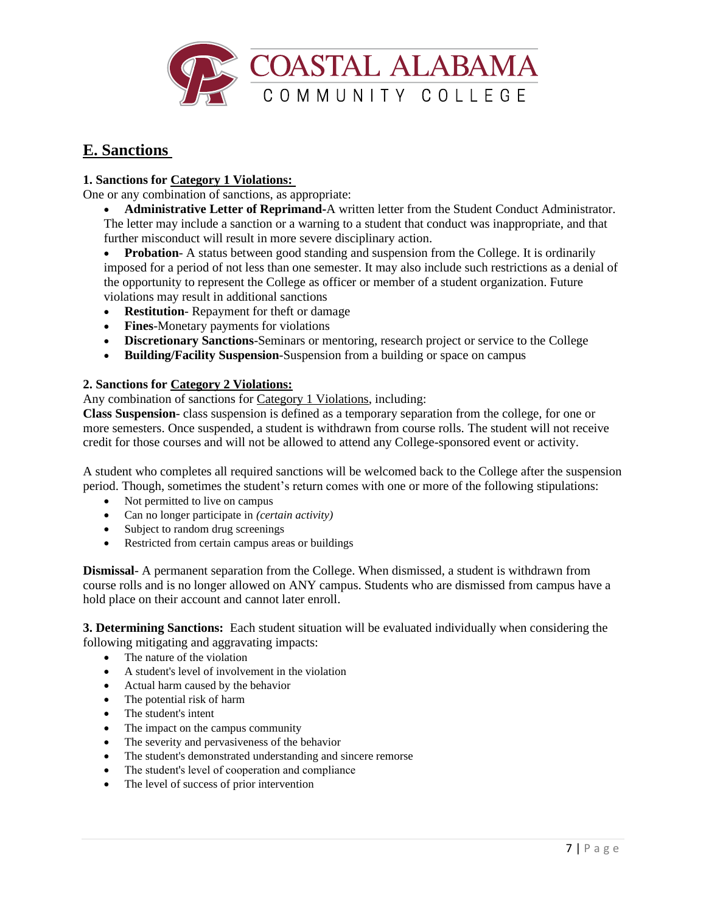## E. Sanctions

**1. Sanctions for Category 1 Violations:**

One or any combination of sanctions, as appropriate:

- **Administrative Letter of Reprimand**-A written letter from the Student Conduct Administrator. The letter may include a sanction or a warning to a student that conduct was inappropriate, and that further misconduct will result in more severe disciplinary action.
- **Probation**- A status between good standing and suspension from the College. It is ordinarily imposed for a period of not less than one semester. It may also include such restrictions as a denial of the opportunity to represent the College as officer or member of a student organization. Future violations may result in additional sanctions
- **Restitution**- Repayment for theft or damage
- **Fines**-Monetary payments for violations
- **Discretionary Sanctions**-Seminars or mentoring, research project or service to the College
- **Building/Facility Suspension**-Suspension from a building or space on campus

**2. Sanctions for Category 2 Violations:**

Any combination of sanctions for Category 1 Violations, including:

**Class Suspension**- class suspension is defined as a temporary separation from the college, for one or more semesters. Once suspended, a student is withdrawn from course rolls. The student will not receive credit for those courses and will not be allowed to attend any College-sponsored event or activity.

A student who completes all required sanctions will be welcomed back to the College after the suspension period. Though, sometimes the student's return comes with one or more of the following stipulations:

- Not permitted to live on campus
- Can no longer participate in *(certain activity)*
- Subject to random drug screenings
- Restricted from certain campus areas or buildings

**Dismissal**- A permanent separation from the College. When dismissed, a student is withdrawn from course rolls and is no longer allowed on ANY campus. Students who are dismissed from campus have a hold place on their account and cannot later enroll.

**3. Determining Sanctions:** Each student situation will be evaluated individually when considering the following mitigating and aggravating impacts:

- The nature of the violation
- A student's level of involvement in the violation
- Actual harm caused by the behavior
- The potential risk of harm
- The student's intent
- The impact on the campus community
- The severity and pervasiveness of the behavior
- The student's demonstrated understanding and sincere remorse
- The student's level of cooperation and compliance
- The level of success of prior intervention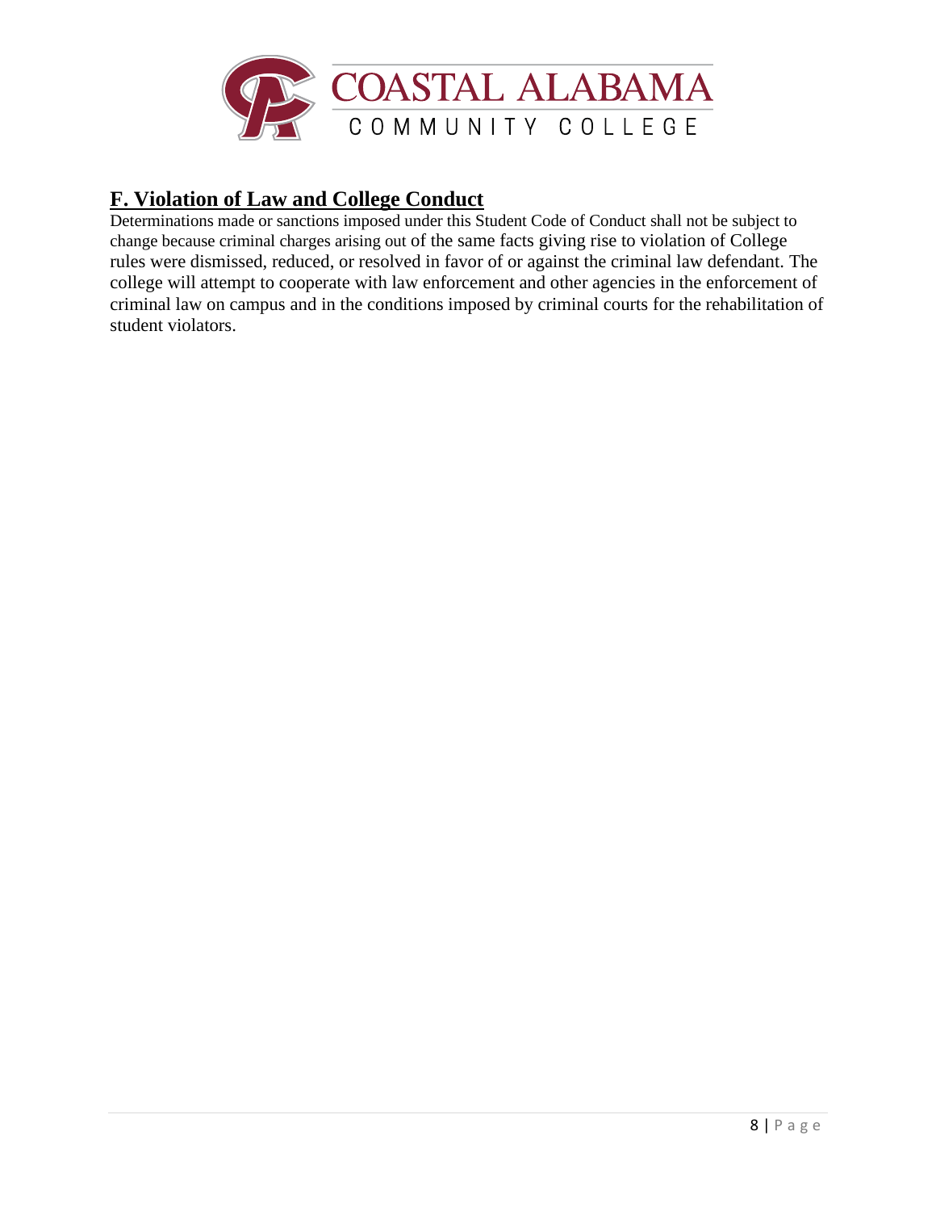## F. Violation of Law and College Conduct

Determinations made or sanctions imposed under this Student Code of Conduct shall not be subject to change because criminal charges arising out of the same facts giving rise to violation of College rules were dismissed, reduced, or resolved in favor of or against the criminal law defendant. The college will attempt to cooperate with law enforcement and other agencies in the enforcement of criminal law on campus and in the conditions imposed by criminal courts for the rehabilitation of student violators.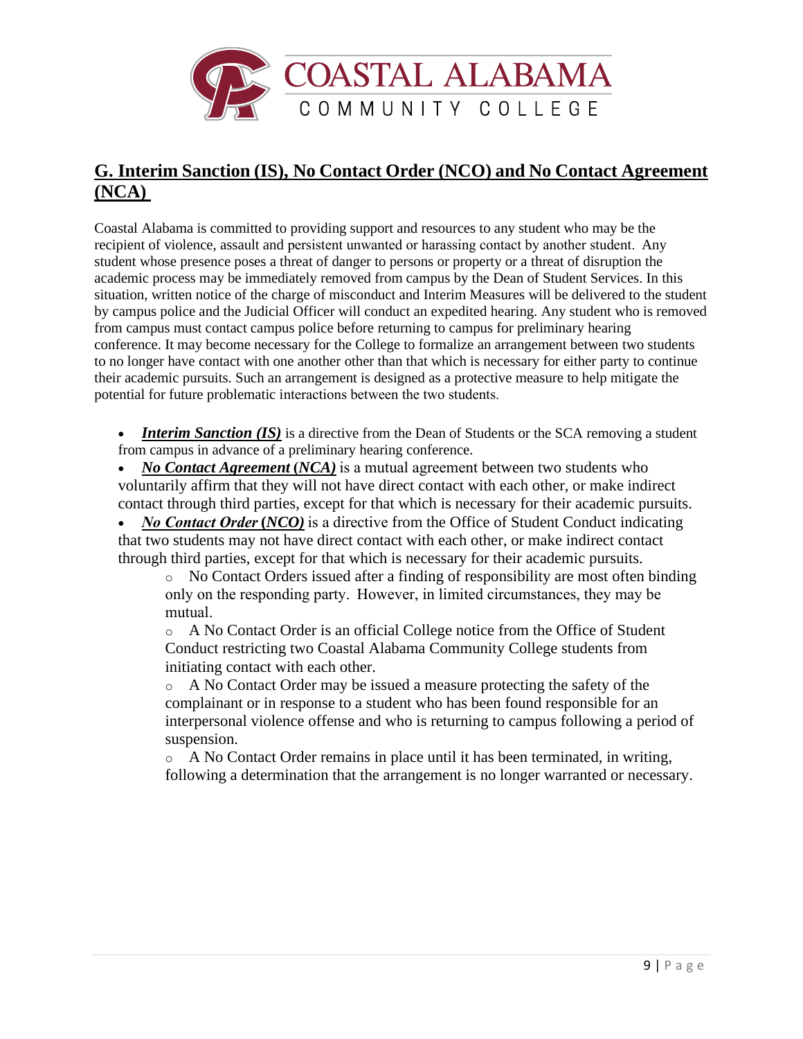## G. Interim Sanction (IS), No Contact Order (NCO) and No Contact Agreement (NCA)

Coastal Alabama is committed to providing support and resources to any student who may be the recipient of violence, assault and persistent unwanted or harassing contact by another student. Any student whose presence poses a threat of danger to persons or property or a threat of disruption the academic process may be immediately removed from campus by the Dean of Student Services. In this situation, written notice of the charge of misconduct and Interim Measures will be delivered to the student by campus police and the Judicial Officer will conduct an expedited hearing. Any student who is removed from campus must contact campus police before returning to campus for preliminary hearing conference. It may become necessary for the College to formalize an arrangement between two students to no longer have contact with one another other than that which is necessary for either party to continue their academic pursuits. Such an arrangement is designed as a protective measure to help mitigate the potential for future problematic interactions between the two students.

- ***Interim Sanction (IS)*** is a directive from the Dean of Students or the SCA removing a student from campus in advance of a preliminary hearing conference.
- ***No Contact Agreement (NCA)*** is a mutual agreement between two students who voluntarily affirm that they will not have direct contact with each other, or make indirect contact through third parties, except for that which is necessary for their academic pursuits.
- ***No Contact Order (NCO)*** is a directive from the Office of Student Conduct indicating that two students may not have direct contact with each other, or make indirect contact through third parties, except for that which is necessary for their academic pursuits.
    - No Contact Orders issued after a finding of responsibility are most often binding only on the responding party. However, in limited circumstances, they may be mutual.
    - A No Contact Order is an official College notice from the Office of Student Conduct restricting two Coastal Alabama Community College students from initiating contact with each other.
    - A No Contact Order may be issued a measure protecting the safety of the complainant or in response to a student who has been found responsible for an interpersonal violence offense and who is returning to campus following a period of suspension.
    - A No Contact Order remains in place until it has been terminated, in writing, following a determination that the arrangement is no longer warranted or necessary.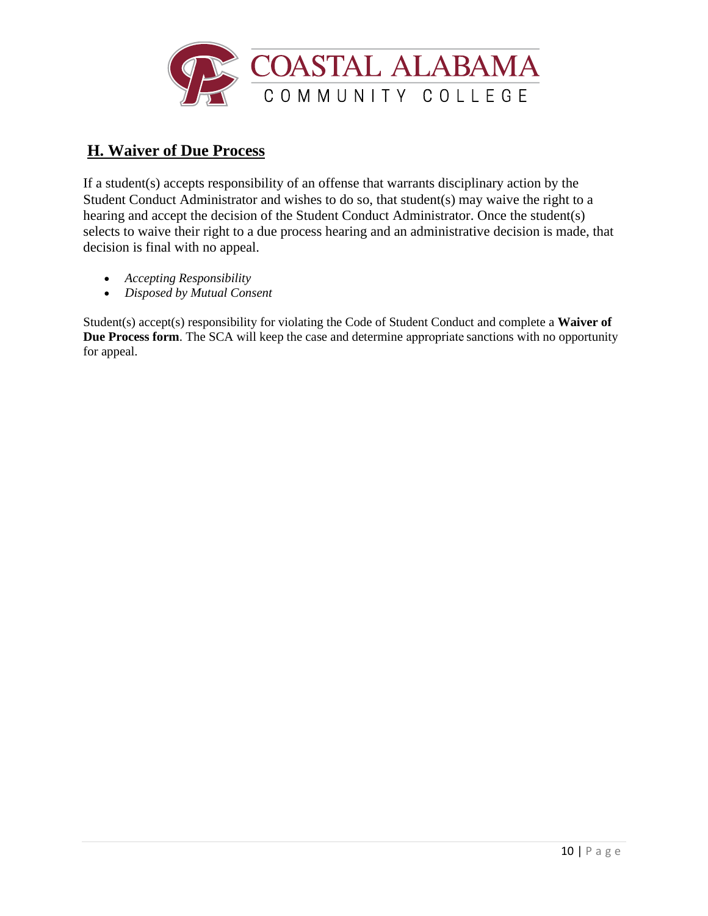## H. Waiver of Due Process

If a student(s) accepts responsibility of an offense that warrants disciplinary action by the Student Conduct Administrator and wishes to do so, that student(s) may waive the right to a hearing and accept the decision of the Student Conduct Administrator. Once the student(s) selects to waive their right to a due process hearing and an administrative decision is made, that decision is final with no appeal.

- *Accepting Responsibility*
- *Disposed by Mutual Consent*

Student(s) accept(s) responsibility for violating the Code of Student Conduct and complete a **Waiver of Due Process form**. The SCA will keep the case and determine appropriate sanctions with no opportunity for appeal.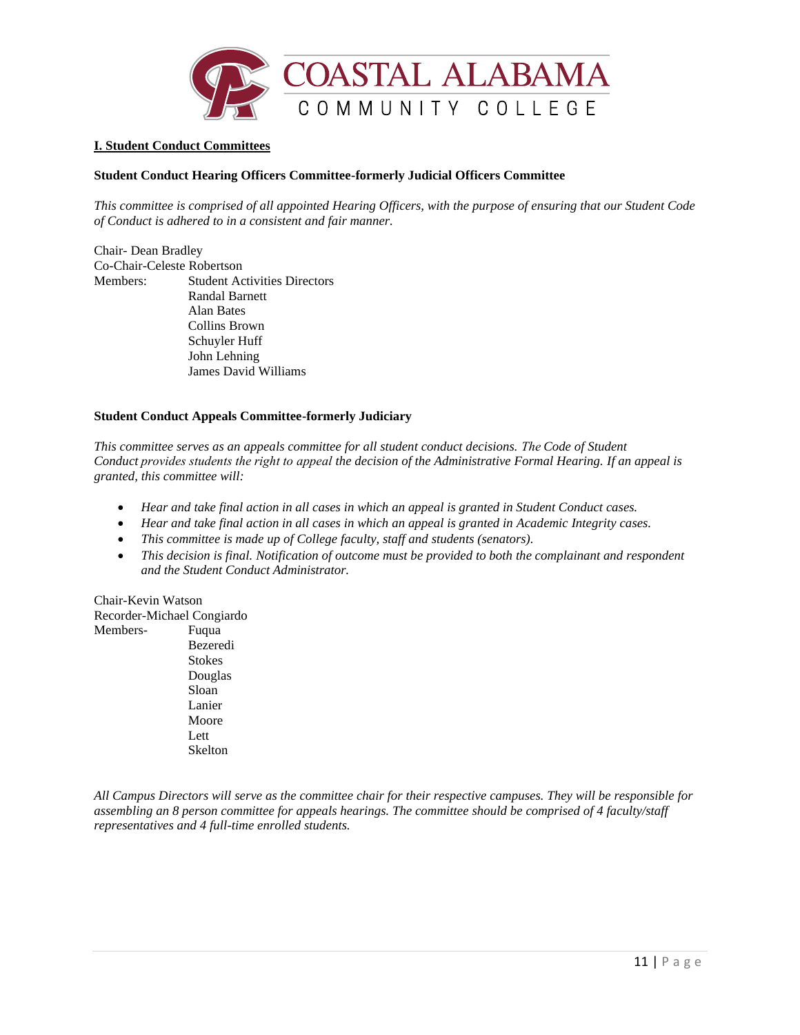## I. Student Conduct Committees

### Student Conduct Hearing Officers Committee-formerly Judicial Officers Committee

*This committee is comprised of all appointed Hearing Officers, with the purpose of ensuring that our Student Code of Conduct is adhered to in a consistent and fair manner.*

Chair- Dean Bradley
Co-Chair-Celeste Robertson
Members: Student Activities Directors
Randal Barnett
Alan Bates
Collins Brown
Schuyler Huff
John Lehning
James David Williams

### Student Conduct Appeals Committee-formerly Judiciary

*This committee serves as an appeals committee for all student conduct decisions. The Code of Student Conduct provides students the right to appeal the decision of the Administrative Formal Hearing. If an appeal is granted, this committee will:*

- *Hear and take final action in all cases in which an appeal is granted in Student Conduct cases.*
- *Hear and take final action in all cases in which an appeal is granted in Academic Integrity cases.*
- *This committee is made up of College faculty, staff and students (senators).*
- *This decision is final. Notification of outcome must be provided to both the complainant and respondent and the Student Conduct Administrator.*

Chair-Kevin Watson
Recorder-Michael Congiardo
Members- Fuqua
Bezeredi
Stokes
Douglas
Sloan
Lanier
Moore
Lett
Skelton

*All Campus Directors will serve as the committee chair for their respective campuses. They will be responsible for assembling an 8 person committee for appeals hearings. The committee should be comprised of 4 faculty/staff representatives and 4 full-time enrolled students.*